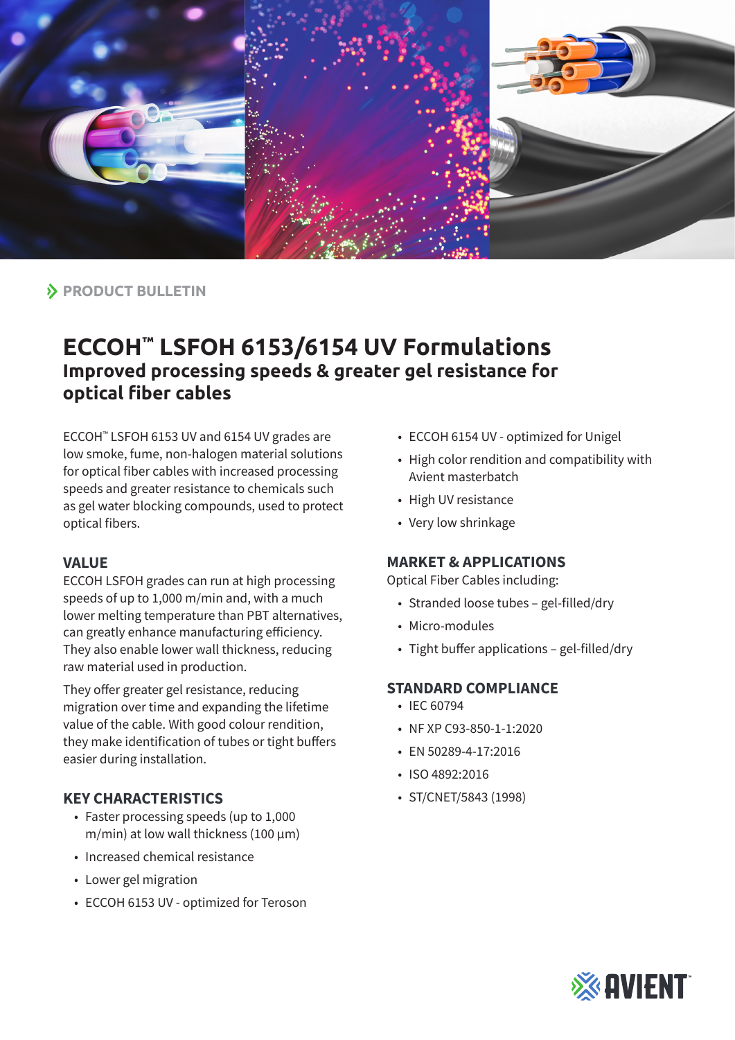PRODUCT BULLETIN

# ECCOH™ LSFOH 6153/6154 UV Formulations

## Improved processing speeds & greater gel resistance for optical fiber cables

ECCOH™ LSFOH 6153 UV and 6154 UV grades are low smoke, fume, non-halogen material solutions for optical fiber cables with increased processing speeds and greater resistance to chemicals such as gel water blocking compounds, used to protect optical fibers.

### VALUE

ECCOH LSFOH grades can run at high processing speeds of up to 1,000 m/min and, with a much lower melting temperature than PBT alternatives, can greatly enhance manufacturing efficiency. They also enable lower wall thickness, reducing raw material used in production.

They offer greater gel resistance, reducing migration over time and expanding the lifetime value of the cable. With good colour rendition, they make identification of tubes or tight buffers easier during installation.

### KEY CHARACTERISTICS

- Faster processing speeds (up to 1,000 m/min) at low wall thickness (100 µm)
- Increased chemical resistance
- Lower gel migration
- ECCOH 6153 UV - optimized for Teroson
- ECCOH 6154 UV - optimized for Unigel
- High color rendition and compatibility with Avient masterbatch
- High UV resistance
- Very low shrinkage

### MARKET & APPLICATIONS

Optical Fiber Cables including:

- Stranded loose tubes – gel-filled/dry
- Micro-modules
- Tight buffer applications – gel-filled/dry

### STANDARD COMPLIANCE

- IEC 60794
- NF XP C93-850-1-1:2020
- EN 50289-4-17:2016
- ISO 4892:2016
- ST/CNET/5843 (1998)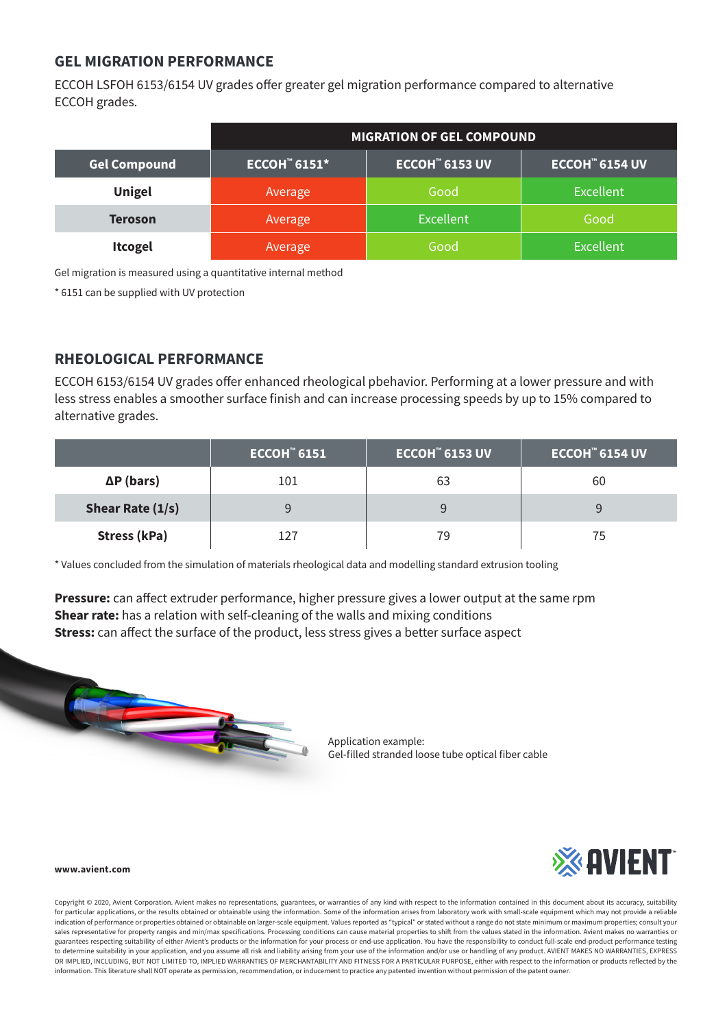## GEL MIGRATION PERFORMANCE

ECCOH LSFOH 6153/6154 UV grades offer greater gel migration performance compared to alternative ECCOH grades.

| | MIGRATION OF GEL COMPOUND | | |
|---|---|---|---|
| **Gel Compound** | **ECCOH™ 6151*** | **ECCOH™ 6153 UV** | **ECCOH™ 6154 UV** |
| **Unigel** | Average | Good | Excellent |
| **Teroson** | Average | Excellent | Good |
| **Itcogel** | Average | Good | Excellent |

Gel migration is measured using a quantitative internal method

* 6151 can be supplied with UV protection

## RHEOLOGICAL PERFORMANCE

ECCOH 6153/6154 UV grades offer enhanced rheological pbehavior. Performing at a lower pressure and with less stress enables a smoother surface finish and can increase processing speeds by up to 15% compared to alternative grades.

| | ECCOH™ 6151 | ECCOH™ 6153 UV | ECCOH™ 6154 UV |
|---|---|---|---|
| **ΔP (bars)** | 101 | 63 | 60 |
| **Shear Rate (1/s)** | 9 | 9 | 9 |
| **Stress (kPa)** | 127 | 79 | 75 |

* Values concluded from the simulation of materials rheological data and modelling standard extrusion tooling

**Pressure:** can affect extruder performance, higher pressure gives a lower output at the same rpm
**Shear rate:** has a relation with self-cleaning of the walls and mixing conditions
**Stress:** can affect the surface of the product, less stress gives a better surface aspect

Application example:
Gel-filled stranded loose tube optical fiber cable

**www.avient.com**

Copyright © 2020, Avient Corporation. Avient makes no representations, guarantees, or warranties of any kind with respect to the information contained in this document about its accuracy, suitability for particular applications, or the results obtained or obtainable using the information. Some of the information arises from laboratory work with small-scale equipment which may not provide a reliable indication of performance or properties obtained or obtainable on larger-scale equipment. Values reported as "typical" or stated without a range do not state minimum or maximum properties; consult your sales representative for property ranges and min/max specifications. Processing conditions can cause material properties to shift from the values stated in the information. Avient makes no warranties or guarantees respecting suitability of either Avient's products or the information for your process or end-use application. You have the responsibility to conduct full-scale end-product performance testing to determine suitability in your application, and you assume all risk and liability arising from your use of the information and/or use or handling of any product. AVIENT MAKES NO WARRANTIES, EXPRESS OR IMPLIED, INCLUDING, BUT NOT LIMITED TO, IMPLIED WARRANTIES OF MERCHANTABILITY AND FITNESS FOR A PARTICULAR PURPOSE, either with respect to the information or products reflected by the information. This literature shall NOT operate as permission, recommendation, or inducement to practice any patented invention without permission of the patent owner.